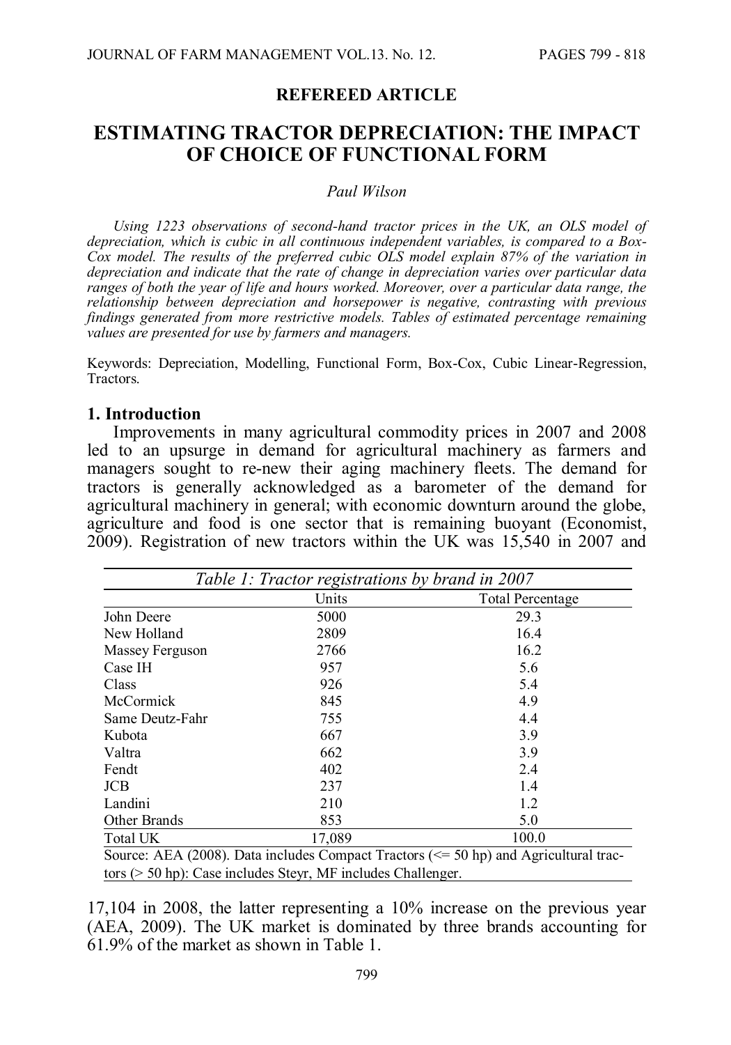**REFEREED ARTICLE**

# ESTIMATING TRACTOR DEPRECIATION: THE IMPACT OF CHOICE OF FUNCTIONAL FORM

*Paul Wilson*

*Using 1223 observations of second-hand tractor prices in the UK, an OLS model of depreciation, which is cubic in all continuous independent variables, is compared to a Box-Cox model. The results of the preferred cubic OLS model explain 87% of the variation in depreciation and indicate that the rate of change in depreciation varies over particular data ranges of both the year of life and hours worked. Moreover, over a particular data range, the relationship between depreciation and horsepower is negative, contrasting with previous findings generated from more restrictive models. Tables of estimated percentage remaining values are presented for use by farmers and managers.*

Keywords: Depreciation, Modelling, Functional Form, Box-Cox, Cubic Linear-Regression, Tractors.

## 1. Introduction

Improvements in many agricultural commodity prices in 2007 and 2008 led to an upsurge in demand for agricultural machinery as farmers and managers sought to re-new their aging machinery fleets. The demand for tractors is generally acknowledged as a barometer of the demand for agricultural machinery in general; with economic downturn around the globe, agriculture and food is one sector that is remaining buoyant (Economist, 2009). Registration of new tractors within the UK was 15,540 in 2007 and 17,104 in 2008, the latter representing a 10% increase on the previous year (AEA, 2009). The UK market is dominated by three brands accounting for 61.9% of the market as shown in Table 1.

*Table 1: Tractor registrations by brand in 2007*

| | Units | Total Percentage |
|---|---|---|
| John Deere | 5000 | 29.3 |
| New Holland | 2809 | 16.4 |
| Massey Ferguson | 2766 | 16.2 |
| Case IH | 957 | 5.6 |
| Class | 926 | 5.4 |
| McCormick | 845 | 4.9 |
| Same Deutz-Fahr | 755 | 4.4 |
| Kubota | 667 | 3.9 |
| Valtra | 662 | 3.9 |
| Fendt | 402 | 2.4 |
| JCB | 237 | 1.4 |
| Landini | 210 | 1.2 |
| Other Brands | 853 | 5.0 |
| Total UK | 17,089 | 100.0 |

Source: AEA (2008). Data includes Compact Tractors (<= 50 hp) and Agricultural tractors (> 50 hp): Case includes Steyr, MF includes Challenger.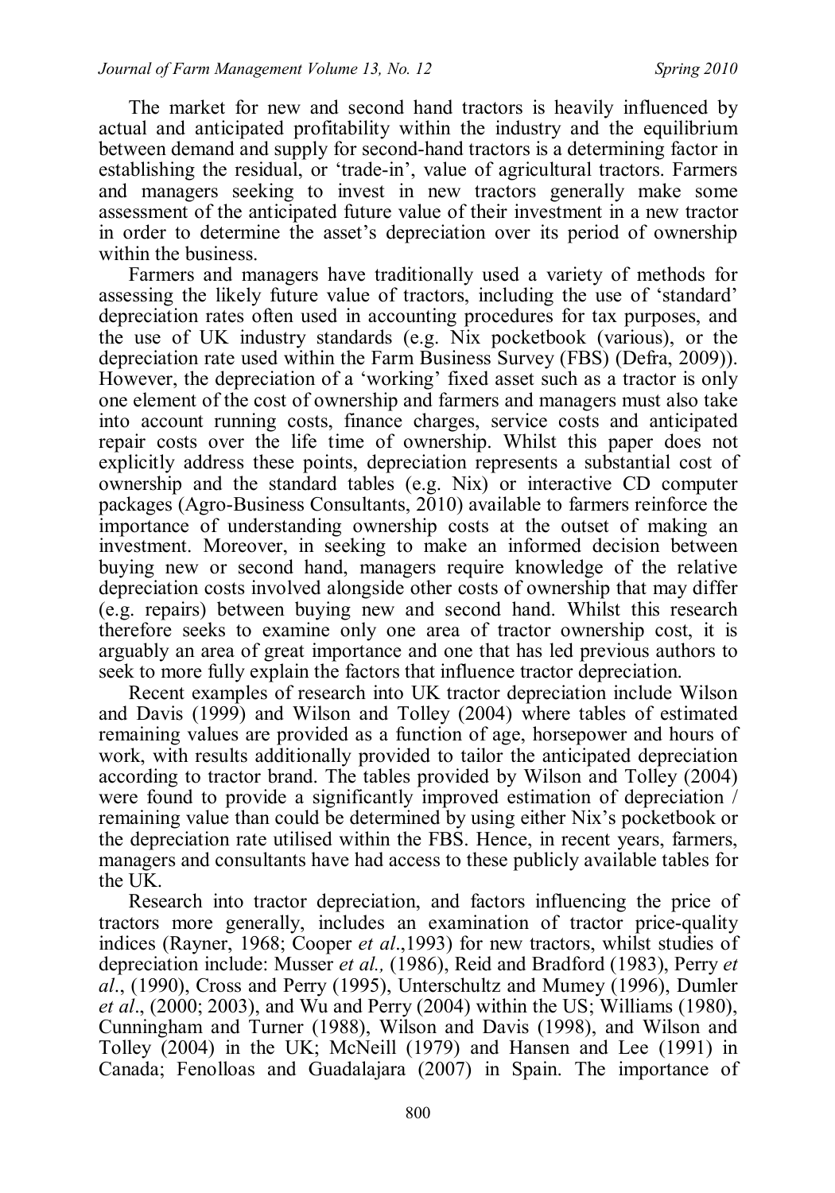The market for new and second hand tractors is heavily influenced by actual and anticipated profitability within the industry and the equilibrium between demand and supply for second-hand tractors is a determining factor in establishing the residual, or 'trade-in', value of agricultural tractors. Farmers and managers seeking to invest in new tractors generally make some assessment of the anticipated future value of their investment in a new tractor in order to determine the asset's depreciation over its period of ownership within the business.

Farmers and managers have traditionally used a variety of methods for assessing the likely future value of tractors, including the use of 'standard' depreciation rates often used in accounting procedures for tax purposes, and the use of UK industry standards (e.g. Nix pocketbook (various), or the depreciation rate used within the Farm Business Survey (FBS) (Defra, 2009)). However, the depreciation of a 'working' fixed asset such as a tractor is only one element of the cost of ownership and farmers and managers must also take into account running costs, finance charges, service costs and anticipated repair costs over the life time of ownership. Whilst this paper does not explicitly address these points, depreciation represents a substantial cost of ownership and the standard tables (e.g. Nix) or interactive CD computer packages (Agro-Business Consultants, 2010) available to farmers reinforce the importance of understanding ownership costs at the outset of making an investment. Moreover, in seeking to make an informed decision between buying new or second hand, managers require knowledge of the relative depreciation costs involved alongside other costs of ownership that may differ (e.g. repairs) between buying new and second hand. Whilst this research therefore seeks to examine only one area of tractor ownership cost, it is arguably an area of great importance and one that has led previous authors to seek to more fully explain the factors that influence tractor depreciation.

Recent examples of research into UK tractor depreciation include Wilson and Davis (1999) and Wilson and Tolley (2004) where tables of estimated remaining values are provided as a function of age, horsepower and hours of work, with results additionally provided to tailor the anticipated depreciation according to tractor brand. The tables provided by Wilson and Tolley (2004) were found to provide a significantly improved estimation of depreciation / remaining value than could be determined by using either Nix's pocketbook or the depreciation rate utilised within the FBS. Hence, in recent years, farmers, managers and consultants have had access to these publicly available tables for the UK.

Research into tractor depreciation, and factors influencing the price of tractors more generally, includes an examination of tractor price-quality indices (Rayner, 1968; Cooper *et al*.,1993) for new tractors, whilst studies of depreciation include: Musser *et al.,* (1986), Reid and Bradford (1983), Perry *et al*., (1990), Cross and Perry (1995), Unterschultz and Mumey (1996), Dumler *et al*., (2000; 2003), and Wu and Perry (2004) within the US; Williams (1980), Cunningham and Turner (1988), Wilson and Davis (1998), and Wilson and Tolley (2004) in the UK; McNeill (1979) and Hansen and Lee (1991) in Canada; Fenolloas and Guadalajara (2007) in Spain. The importance of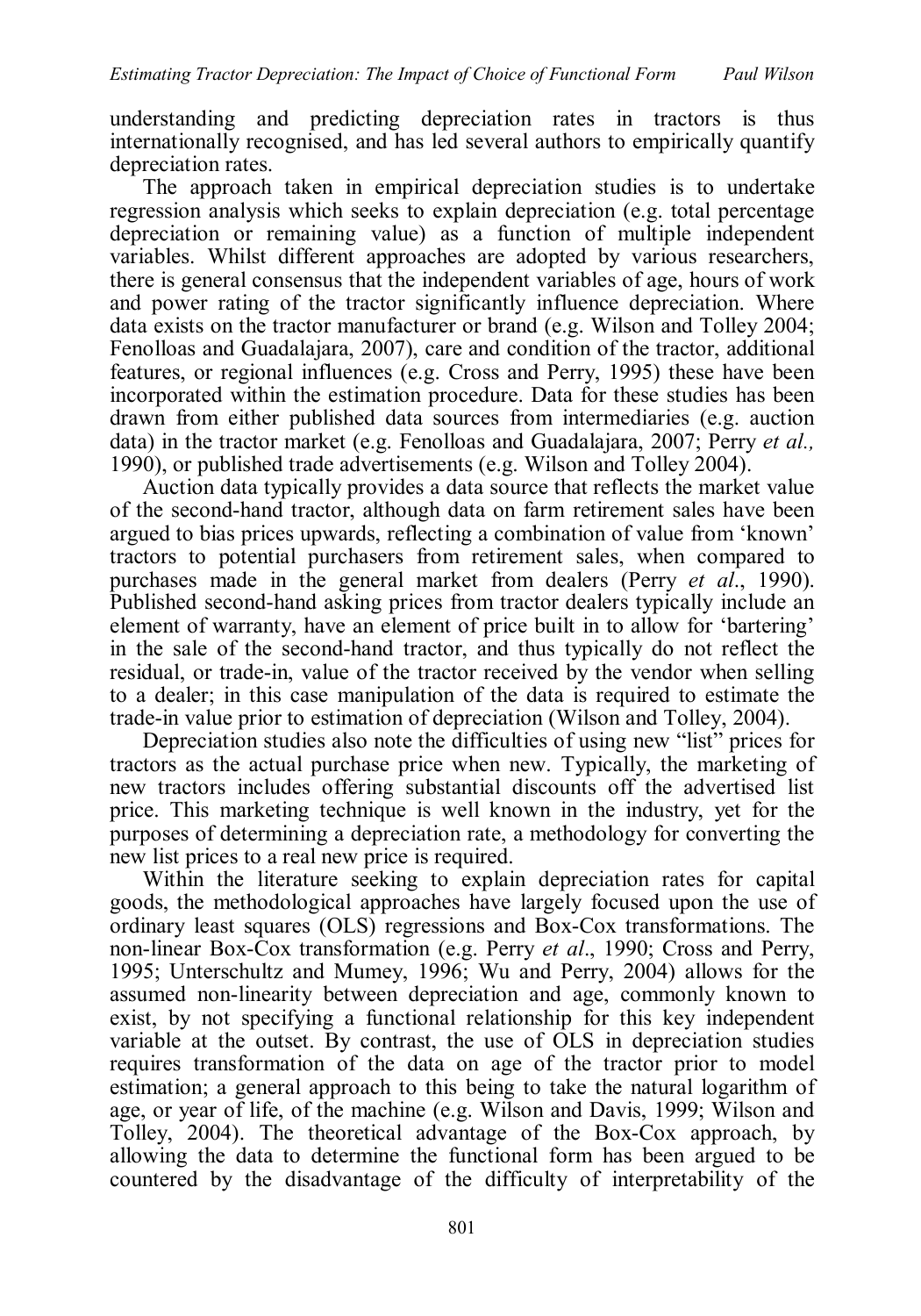understanding and predicting depreciation rates in tractors is thus internationally recognised, and has led several authors to empirically quantify depreciation rates.

The approach taken in empirical depreciation studies is to undertake regression analysis which seeks to explain depreciation (e.g. total percentage depreciation or remaining value) as a function of multiple independent variables. Whilst different approaches are adopted by various researchers, there is general consensus that the independent variables of age, hours of work and power rating of the tractor significantly influence depreciation. Where data exists on the tractor manufacturer or brand (e.g. Wilson and Tolley 2004; Fenolloas and Guadalajara, 2007), care and condition of the tractor, additional features, or regional influences (e.g. Cross and Perry, 1995) these have been incorporated within the estimation procedure. Data for these studies has been drawn from either published data sources from intermediaries (e.g. auction data) in the tractor market (e.g. Fenolloas and Guadalajara, 2007; Perry *et al.,* 1990), or published trade advertisements (e.g. Wilson and Tolley 2004).

Auction data typically provides a data source that reflects the market value of the second-hand tractor, although data on farm retirement sales have been argued to bias prices upwards, reflecting a combination of value from 'known' tractors to potential purchasers from retirement sales, when compared to purchases made in the general market from dealers (Perry *et al*., 1990). Published second-hand asking prices from tractor dealers typically include an element of warranty, have an element of price built in to allow for 'bartering' in the sale of the second-hand tractor, and thus typically do not reflect the residual, or trade-in, value of the tractor received by the vendor when selling to a dealer; in this case manipulation of the data is required to estimate the trade-in value prior to estimation of depreciation (Wilson and Tolley, 2004).

Depreciation studies also note the difficulties of using new "list" prices for tractors as the actual purchase price when new. Typically, the marketing of new tractors includes offering substantial discounts off the advertised list price. This marketing technique is well known in the industry, yet for the purposes of determining a depreciation rate, a methodology for converting the new list prices to a real new price is required.

Within the literature seeking to explain depreciation rates for capital goods, the methodological approaches have largely focused upon the use of ordinary least squares (OLS) regressions and Box-Cox transformations. The non-linear Box-Cox transformation (e.g. Perry *et al*., 1990; Cross and Perry, 1995; Unterschultz and Mumey, 1996; Wu and Perry, 2004) allows for the assumed non-linearity between depreciation and age, commonly known to exist, by not specifying a functional relationship for this key independent variable at the outset. By contrast, the use of OLS in depreciation studies requires transformation of the data on age of the tractor prior to model estimation; a general approach to this being to take the natural logarithm of age, or year of life, of the machine (e.g. Wilson and Davis, 1999; Wilson and Tolley, 2004). The theoretical advantage of the Box-Cox approach, by allowing the data to determine the functional form has been argued to be countered by the disadvantage of the difficulty of interpretability of the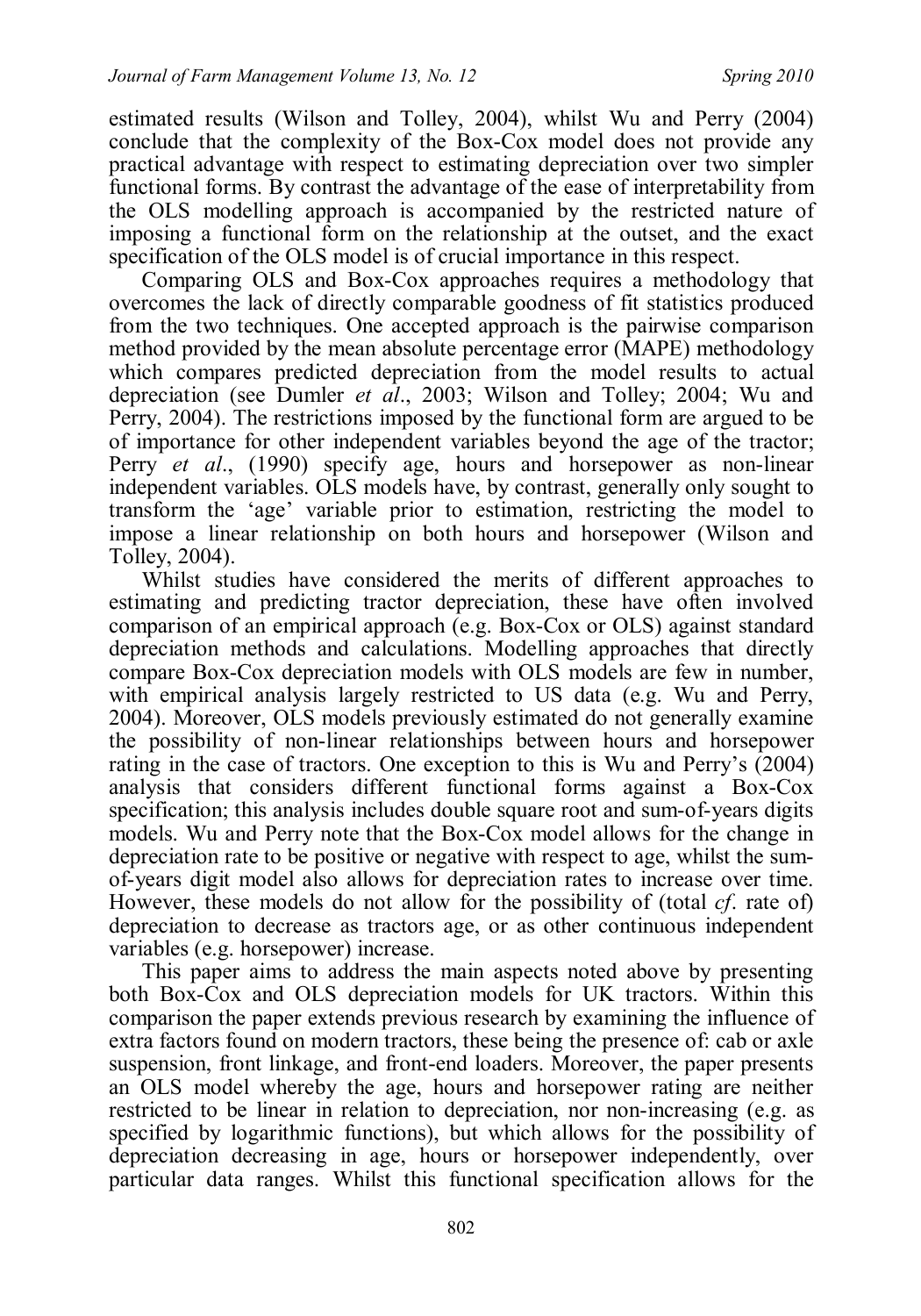estimated results (Wilson and Tolley, 2004), whilst Wu and Perry (2004) conclude that the complexity of the Box-Cox model does not provide any practical advantage with respect to estimating depreciation over two simpler functional forms. By contrast the advantage of the ease of interpretability from the OLS modelling approach is accompanied by the restricted nature of imposing a functional form on the relationship at the outset, and the exact specification of the OLS model is of crucial importance in this respect.

Comparing OLS and Box-Cox approaches requires a methodology that overcomes the lack of directly comparable goodness of fit statistics produced from the two techniques. One accepted approach is the pairwise comparison method provided by the mean absolute percentage error (MAPE) methodology which compares predicted depreciation from the model results to actual depreciation (see Dumler *et al*., 2003; Wilson and Tolley; 2004; Wu and Perry, 2004). The restrictions imposed by the functional form are argued to be of importance for other independent variables beyond the age of the tractor; Perry *et al*., (1990) specify age, hours and horsepower as non-linear independent variables. OLS models have, by contrast, generally only sought to transform the 'age' variable prior to estimation, restricting the model to impose a linear relationship on both hours and horsepower (Wilson and Tolley, 2004).

Whilst studies have considered the merits of different approaches to estimating and predicting tractor depreciation, these have often involved comparison of an empirical approach (e.g. Box-Cox or OLS) against standard depreciation methods and calculations. Modelling approaches that directly compare Box-Cox depreciation models with OLS models are few in number, with empirical analysis largely restricted to US data (e.g. Wu and Perry, 2004). Moreover, OLS models previously estimated do not generally examine the possibility of non-linear relationships between hours and horsepower rating in the case of tractors. One exception to this is Wu and Perry's (2004) analysis that considers different functional forms against a Box-Cox specification; this analysis includes double square root and sum-of-years digits models. Wu and Perry note that the Box-Cox model allows for the change in depreciation rate to be positive or negative with respect to age, whilst the sum-of-years digit model also allows for depreciation rates to increase over time. However, these models do not allow for the possibility of (total *cf*. rate of) depreciation to decrease as tractors age, or as other continuous independent variables (e.g. horsepower) increase.

This paper aims to address the main aspects noted above by presenting both Box-Cox and OLS depreciation models for UK tractors. Within this comparison the paper extends previous research by examining the influence of extra factors found on modern tractors, these being the presence of: cab or axle suspension, front linkage, and front-end loaders. Moreover, the paper presents an OLS model whereby the age, hours and horsepower rating are neither restricted to be linear in relation to depreciation, nor non-increasing (e.g. as specified by logarithmic functions), but which allows for the possibility of depreciation decreasing in age, hours or horsepower independently, over particular data ranges. Whilst this functional specification allows for the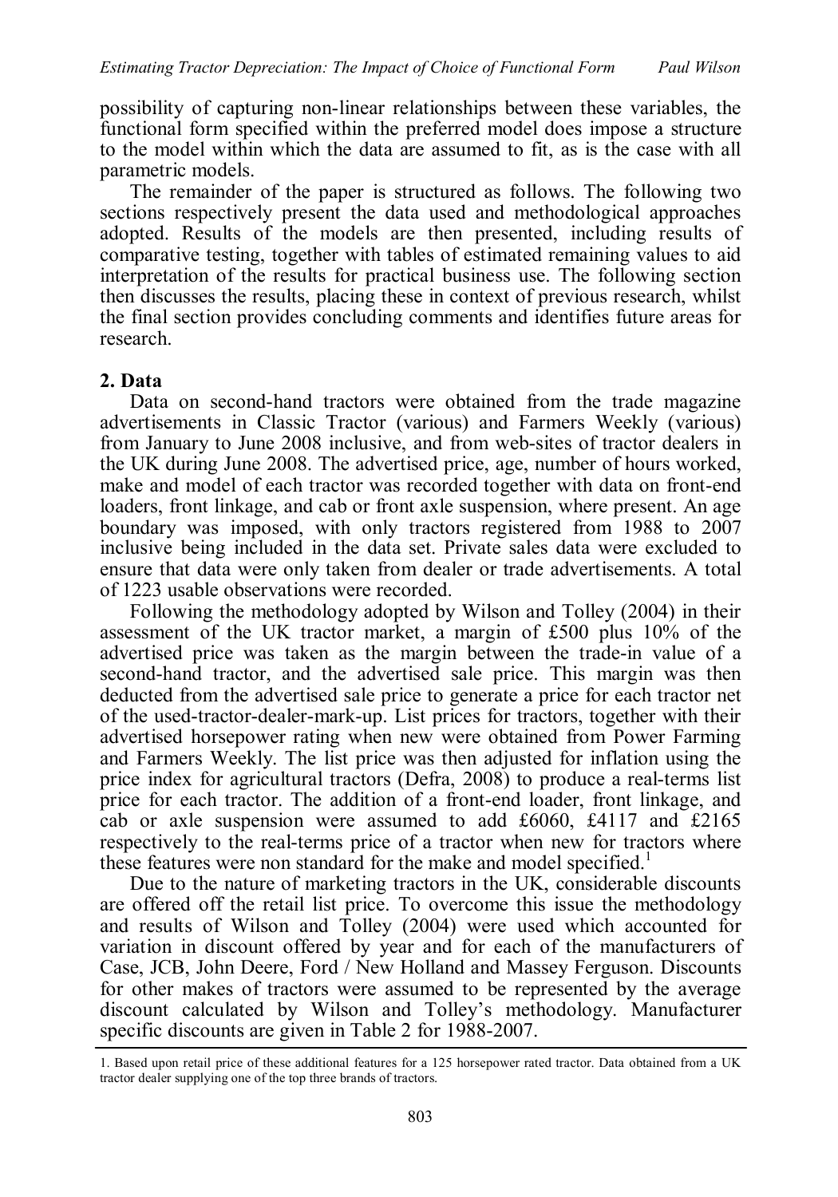possibility of capturing non-linear relationships between these variables, the functional form specified within the preferred model does impose a structure to the model within which the data are assumed to fit, as is the case with all parametric models.

The remainder of the paper is structured as follows. The following two sections respectively present the data used and methodological approaches adopted. Results of the models are then presented, including results of comparative testing, together with tables of estimated remaining values to aid interpretation of the results for practical business use. The following section then discusses the results, placing these in context of previous research, whilst the final section provides concluding comments and identifies future areas for research.

## 2. Data

Data on second-hand tractors were obtained from the trade magazine advertisements in Classic Tractor (various) and Farmers Weekly (various) from January to June 2008 inclusive, and from web-sites of tractor dealers in the UK during June 2008. The advertised price, age, number of hours worked, make and model of each tractor was recorded together with data on front-end loaders, front linkage, and cab or front axle suspension, where present. An age boundary was imposed, with only tractors registered from 1988 to 2007 inclusive being included in the data set. Private sales data were excluded to ensure that data were only taken from dealer or trade advertisements. A total of 1223 usable observations were recorded.

Following the methodology adopted by Wilson and Tolley (2004) in their assessment of the UK tractor market, a margin of £500 plus 10% of the advertised price was taken as the margin between the trade-in value of a second-hand tractor, and the advertised sale price. This margin was then deducted from the advertised sale price to generate a price for each tractor net of the used-tractor-dealer-mark-up. List prices for tractors, together with their advertised horsepower rating when new were obtained from Power Farming and Farmers Weekly. The list price was then adjusted for inflation using the price index for agricultural tractors (Defra, 2008) to produce a real-terms list price for each tractor. The addition of a front-end loader, front linkage, and cab or axle suspension were assumed to add £6060, £4117 and £2165 respectively to the real-terms price of a tractor when new for tractors where these features were non standard for the make and model specified.[1]

Due to the nature of marketing tractors in the UK, considerable discounts are offered off the retail list price. To overcome this issue the methodology and results of Wilson and Tolley (2004) were used which accounted for variation in discount offered by year and for each of the manufacturers of Case, JCB, John Deere, Ford / New Holland and Massey Ferguson. Discounts for other makes of tractors were assumed to be represented by the average discount calculated by Wilson and Tolley's methodology. Manufacturer specific discounts are given in Table 2 for 1988-2007.

---

1. Based upon retail price of these additional features for a 125 horsepower rated tractor. Data obtained from a UK tractor dealer supplying one of the top three brands of tractors.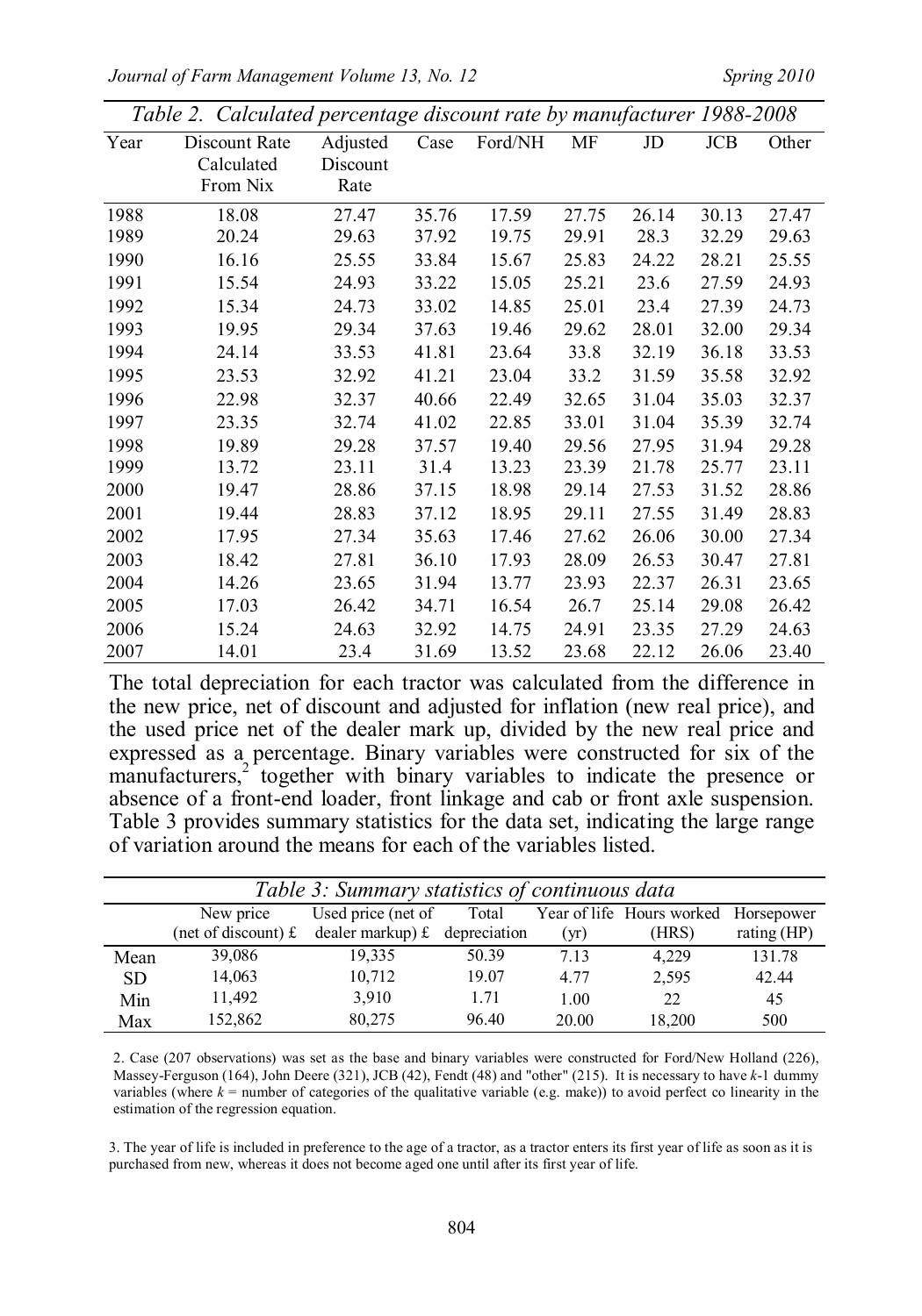*Table 2. Calculated percentage discount rate by manufacturer 1988-2008*

| Year | Discount Rate Calculated From Nix | Adjusted Discount Rate | Case | Ford/NH | MF | JD | JCB | Other |
|---|---|---|---|---|---|---|---|---|
| 1988 | 18.08 | 27.47 | 35.76 | 17.59 | 27.75 | 26.14 | 30.13 | 27.47 |
| 1989 | 20.24 | 29.63 | 37.92 | 19.75 | 29.91 | 28.3 | 32.29 | 29.63 |
| 1990 | 16.16 | 25.55 | 33.84 | 15.67 | 25.83 | 24.22 | 28.21 | 25.55 |
| 1991 | 15.54 | 24.93 | 33.22 | 15.05 | 25.21 | 23.6 | 27.59 | 24.93 |
| 1992 | 15.34 | 24.73 | 33.02 | 14.85 | 25.01 | 23.4 | 27.39 | 24.73 |
| 1993 | 19.95 | 29.34 | 37.63 | 19.46 | 29.62 | 28.01 | 32.00 | 29.34 |
| 1994 | 24.14 | 33.53 | 41.81 | 23.64 | 33.8 | 32.19 | 36.18 | 33.53 |
| 1995 | 23.53 | 32.92 | 41.21 | 23.04 | 33.2 | 31.59 | 35.58 | 32.92 |
| 1996 | 22.98 | 32.37 | 40.66 | 22.49 | 32.65 | 31.04 | 35.03 | 32.37 |
| 1997 | 23.35 | 32.74 | 41.02 | 22.85 | 33.01 | 31.04 | 35.39 | 32.74 |
| 1998 | 19.89 | 29.28 | 37.57 | 19.40 | 29.56 | 27.95 | 31.94 | 29.28 |
| 1999 | 13.72 | 23.11 | 31.4 | 13.23 | 23.39 | 21.78 | 25.77 | 23.11 |
| 2000 | 19.47 | 28.86 | 37.15 | 18.98 | 29.14 | 27.53 | 31.52 | 28.86 |
| 2001 | 19.44 | 28.83 | 37.12 | 18.95 | 29.11 | 27.55 | 31.49 | 28.83 |
| 2002 | 17.95 | 27.34 | 35.63 | 17.46 | 27.62 | 26.06 | 30.00 | 27.34 |
| 2003 | 18.42 | 27.81 | 36.10 | 17.93 | 28.09 | 26.53 | 30.47 | 27.81 |
| 2004 | 14.26 | 23.65 | 31.94 | 13.77 | 23.93 | 22.37 | 26.31 | 23.65 |
| 2005 | 17.03 | 26.42 | 34.71 | 16.54 | 26.7 | 25.14 | 29.08 | 26.42 |
| 2006 | 15.24 | 24.63 | 32.92 | 14.75 | 24.91 | 23.35 | 27.29 | 24.63 |
| 2007 | 14.01 | 23.4 | 31.69 | 13.52 | 23.68 | 22.12 | 26.06 | 23.40 |

The total depreciation for each tractor was calculated from the difference in the new price, net of discount and adjusted for inflation (new real price), and the used price net of the dealer mark up, divided by the new real price and expressed as a percentage. Binary variables were constructed for six of the manufacturers,[2] together with binary variables to indicate the presence or absence of a front-end loader, front linkage and cab or front axle suspension. Table 3 provides summary statistics for the data set, indicating the large range of variation around the means for each of the variables listed.

*Table 3: Summary statistics of continuous data*

| | New price (net of discount) £ | Used price (net of dealer markup) £ | Total depreciation | Year of life (yr) | Hours worked (HRS) | Horsepower rating (HP) |
|---|---|---|---|---|---|---|
| Mean | 39,086 | 19,335 | 50.39 | 7.13 | 4,229 | 131.78 |
| SD | 14,063 | 10,712 | 19.07 | 4.77 | 2,595 | 42.44 |
| Min | 11,492 | 3,910 | 1.71 | 1.00 | 22 | 45 |
| Max | 152,862 | 80,275 | 96.40 | 20.00 | 18,200 | 500 |

2. Case (207 observations) was set as the base and binary variables were constructed for Ford/New Holland (226), Massey-Ferguson (164), John Deere (321), JCB (42), Fendt (48) and "other" (215). It is necessary to have *k*-1 dummy variables (where *k* = number of categories of the qualitative variable (e.g. make)) to avoid perfect co linearity in the estimation of the regression equation.

3. The year of life is included in preference to the age of a tractor, as a tractor enters its first year of life as soon as it is purchased from new, whereas it does not become aged one until after its first year of life.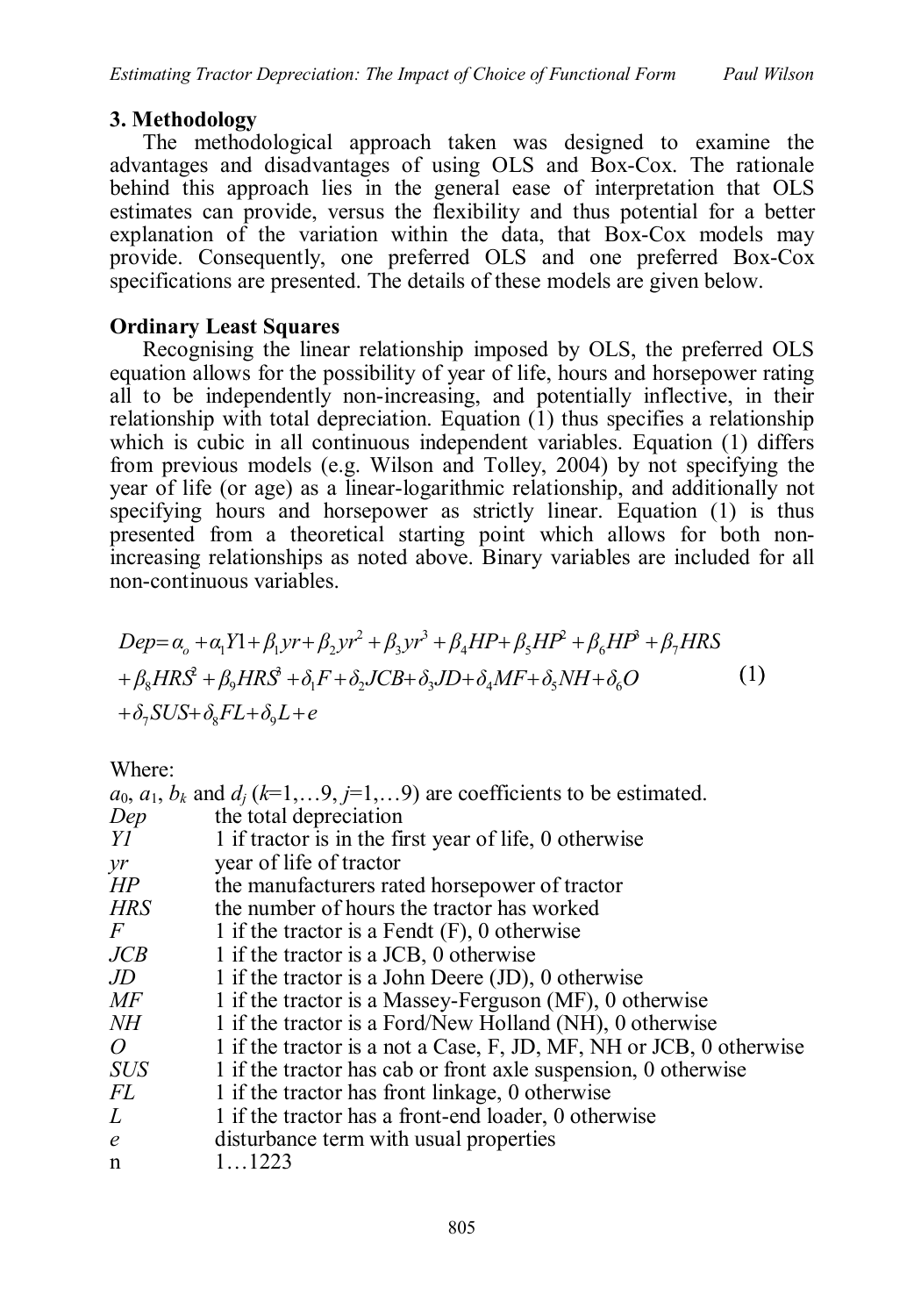## 3. Methodology

The methodological approach taken was designed to examine the advantages and disadvantages of using OLS and Box-Cox. The rationale behind this approach lies in the general ease of interpretation that OLS estimates can provide, versus the flexibility and thus potential for a better explanation of the variation within the data, that Box-Cox models may provide. Consequently, one preferred OLS and one preferred Box-Cox specifications are presented. The details of these models are given below.

### Ordinary Least Squares

Recognising the linear relationship imposed by OLS, the preferred OLS equation allows for the possibility of year of life, hours and horsepower rating all to be independently non-increasing, and potentially inflective, in their relationship with total depreciation. Equation (1) thus specifies a relationship which is cubic in all continuous independent variables. Equation (1) differs from previous models (e.g. Wilson and Tolley, 2004) by not specifying the year of life (or age) as a linear-logarithmic relationship, and additionally not specifying hours and horsepower as strictly linear. Equation (1) is thus presented from a theoretical starting point which allows for both non-increasing relationships as noted above. Binary variables are included for all non-continuous variables.

$$
\begin{aligned}
Dep = {} & \alpha_o + \alpha_1 Y1 + \beta_1 yr + \beta_2 yr^2 + \beta_3 yr^3 + \beta_4 HP + \beta_5 HP^2 + \beta_6 HP^3 + \beta_7 HRS \\
& + \beta_8 HRS^2 + \beta_9 HRS^3 + \delta_1 F + \delta_2 JCB + \delta_3 JD + \delta_4 MF + \delta_5 NH + \delta_6 O \\
& + \delta_7 SUS + \delta_8 FL + \delta_9 L + e
\end{aligned} \tag{1}
$$

Where:

$a_0$, $a_1$, $b_k$ and $d_j$ ($k$=1,…9, $j$=1,…9) are coefficients to be estimated.

| | |
|---|---|
| *Dep* | the total depreciation |
| *Y1* | 1 if tractor is in the first year of life, 0 otherwise |
| *yr* | year of life of tractor |
| *HP* | the manufacturers rated horsepower of tractor |
| *HRS* | the number of hours the tractor has worked |
| *F* | 1 if the tractor is a Fendt (F), 0 otherwise |
| *JCB* | 1 if the tractor is a JCB, 0 otherwise |
| *JD* | 1 if the tractor is a John Deere (JD), 0 otherwise |
| *MF* | 1 if the tractor is a Massey-Ferguson (MF), 0 otherwise |
| *NH* | 1 if the tractor is a Ford/New Holland (NH), 0 otherwise |
| *O* | 1 if the tractor is a not a Case, F, JD, MF, NH or JCB, 0 otherwise |
| *SUS* | 1 if the tractor has cab or front axle suspension, 0 otherwise |
| *FL* | 1 if the tractor has front linkage, 0 otherwise |
| *L* | 1 if the tractor has a front-end loader, 0 otherwise |
| *e* | disturbance term with usual properties |
| n | 1…1223 |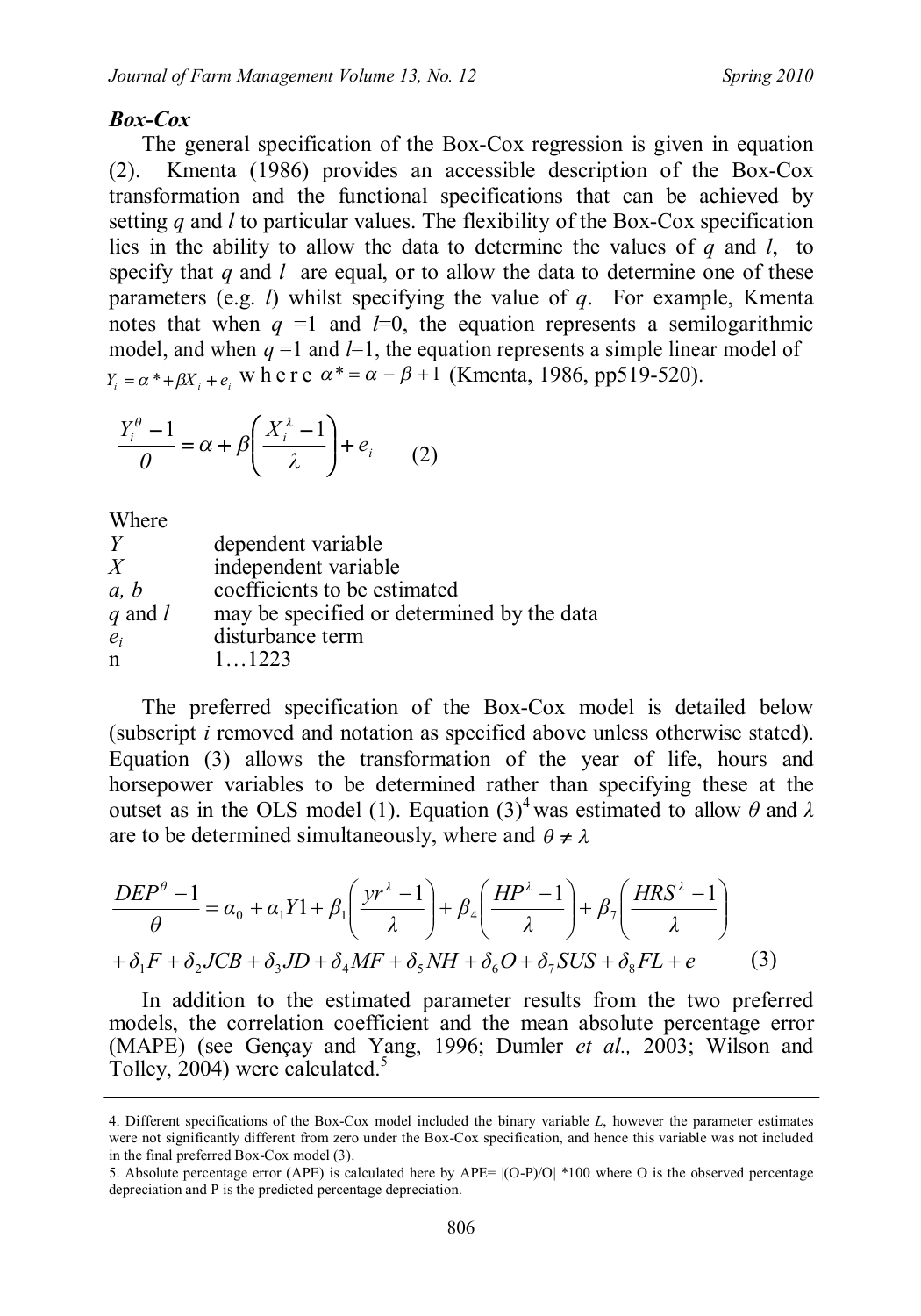### *Box-Cox*

The general specification of the Box-Cox regression is given in equation (2). Kmenta (1986) provides an accessible description of the Box-Cox transformation and the functional specifications that can be achieved by setting *q* and *l* to particular values. The flexibility of the Box-Cox specification lies in the ability to allow the data to determine the values of *q* and *l*, to specify that *q* and *l* are equal, or to allow the data to determine one of these parameters (e.g. *l*) whilst specifying the value of *q*. For example, Kmenta notes that when *q* =1 and *l*=0, the equation represents a semilogarithmic model, and when *q* =1 and *l*=1, the equation represents a simple linear model of $Y_i = \alpha^* + \beta X_i + e_i$ where $\alpha^* = \alpha - \beta + 1$ (Kmenta, 1986, pp519-520).

$$\frac{Y_i^{\theta} - 1}{\theta} = \alpha + \beta \left( \frac{X_i^{\lambda} - 1}{\lambda} \right) + e_i \qquad (2)$$

Where

| | |
|---|---|
| *Y* | dependent variable |
| *X* | independent variable |
| *a, b* | coefficients to be estimated |
| *q* and *l* | may be specified or determined by the data |
| $e_i$ | disturbance term |
| n | 1…1223 |

The preferred specification of the Box-Cox model is detailed below (subscript *i* removed and notation as specified above unless otherwise stated). Equation (3) allows the transformation of the year of life, hours and horsepower variables to be determined rather than specifying these at the outset as in the OLS model (1). Equation (3)[4] was estimated to allow $\theta$ and $\lambda$ are to be determined simultaneously, where and $\theta \neq \lambda$

$$\frac{DEP^{\theta} - 1}{\theta} = \alpha_0 + \alpha_1 Y1 + \beta_1 \left( \frac{yr^{\lambda} - 1}{\lambda} \right) + \beta_4 \left( \frac{HP^{\lambda} - 1}{\lambda} \right) + \beta_7 \left( \frac{HRS^{\lambda} - 1}{\lambda} \right)$$
$$+ \delta_1 F + \delta_2 JCB + \delta_3 JD + \delta_4 MF + \delta_5 NH + \delta_6 O + \delta_7 SUS + \delta_8 FL + e \qquad (3)$$

In addition to the estimated parameter results from the two preferred models, the correlation coefficient and the mean absolute percentage error (MAPE) (see Gençay and Yang, 1996; Dumler *et al.,* 2003; Wilson and Tolley, 2004) were calculated.[5]

---

4. Different specifications of the Box-Cox model included the binary variable *L*, however the parameter estimates were not significantly different from zero under the Box-Cox specification, and hence this variable was not included in the final preferred Box-Cox model (3).

5. Absolute percentage error (APE) is calculated here by APE= |(O-P)/O| \*100 where O is the observed percentage depreciation and P is the predicted percentage depreciation.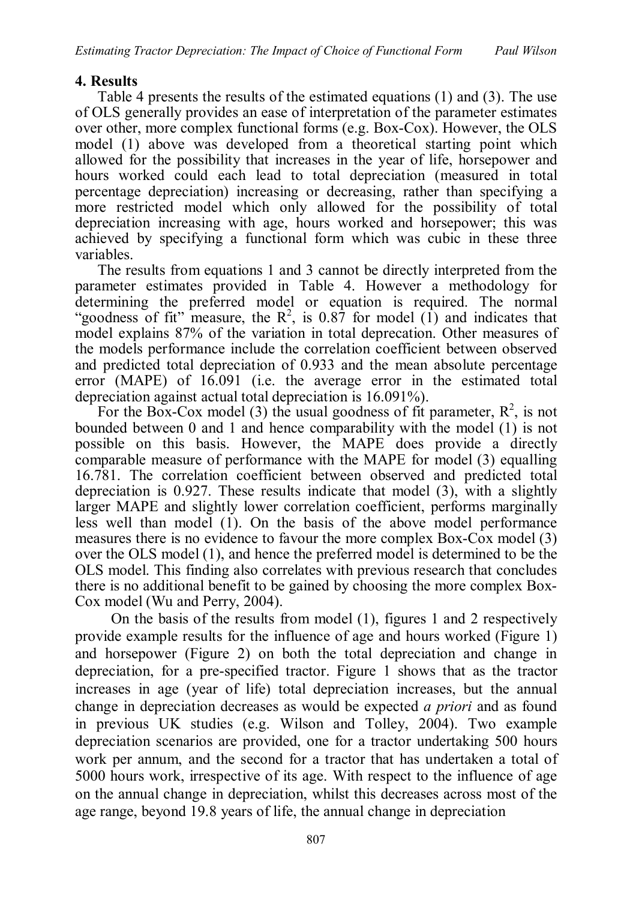## 4. Results

Table 4 presents the results of the estimated equations (1) and (3). The use of OLS generally provides an ease of interpretation of the parameter estimates over other, more complex functional forms (e.g. Box-Cox). However, the OLS model (1) above was developed from a theoretical starting point which allowed for the possibility that increases in the year of life, horsepower and hours worked could each lead to total depreciation (measured in total percentage depreciation) increasing or decreasing, rather than specifying a more restricted model which only allowed for the possibility of total depreciation increasing with age, hours worked and horsepower; this was achieved by specifying a functional form which was cubic in these three variables.

The results from equations 1 and 3 cannot be directly interpreted from the parameter estimates provided in Table 4. However a methodology for determining the preferred model or equation is required. The normal "goodness of fit" measure, the $R^2$, is 0.87 for model (1) and indicates that model explains 87% of the variation in total deprecation. Other measures of the models performance include the correlation coefficient between observed and predicted total depreciation of 0.933 and the mean absolute percentage error (MAPE) of 16.091 (i.e. the average error in the estimated total depreciation against actual total depreciation is 16.091%).

For the Box-Cox model (3) the usual goodness of fit parameter, $R^2$, is not bounded between 0 and 1 and hence comparability with the model (1) is not possible on this basis. However, the MAPE does provide a directly comparable measure of performance with the MAPE for model (3) equalling 16.781. The correlation coefficient between observed and predicted total depreciation is 0.927. These results indicate that model (3), with a slightly larger MAPE and slightly lower correlation coefficient, performs marginally less well than model (1). On the basis of the above model performance measures there is no evidence to favour the more complex Box-Cox model (3) over the OLS model (1), and hence the preferred model is determined to be the OLS model. This finding also correlates with previous research that concludes there is no additional benefit to be gained by choosing the more complex Box-Cox model (Wu and Perry, 2004).

On the basis of the results from model (1), figures 1 and 2 respectively provide example results for the influence of age and hours worked (Figure 1) and horsepower (Figure 2) on both the total depreciation and change in depreciation, for a pre-specified tractor. Figure 1 shows that as the tractor increases in age (year of life) total depreciation increases, but the annual change in depreciation decreases as would be expected *a priori* and as found in previous UK studies (e.g. Wilson and Tolley, 2004). Two example depreciation scenarios are provided, one for a tractor undertaking 500 hours work per annum, and the second for a tractor that has undertaken a total of 5000 hours work, irrespective of its age. With respect to the influence of age on the annual change in depreciation, whilst this decreases across most of the age range, beyond 19.8 years of life, the annual change in depreciation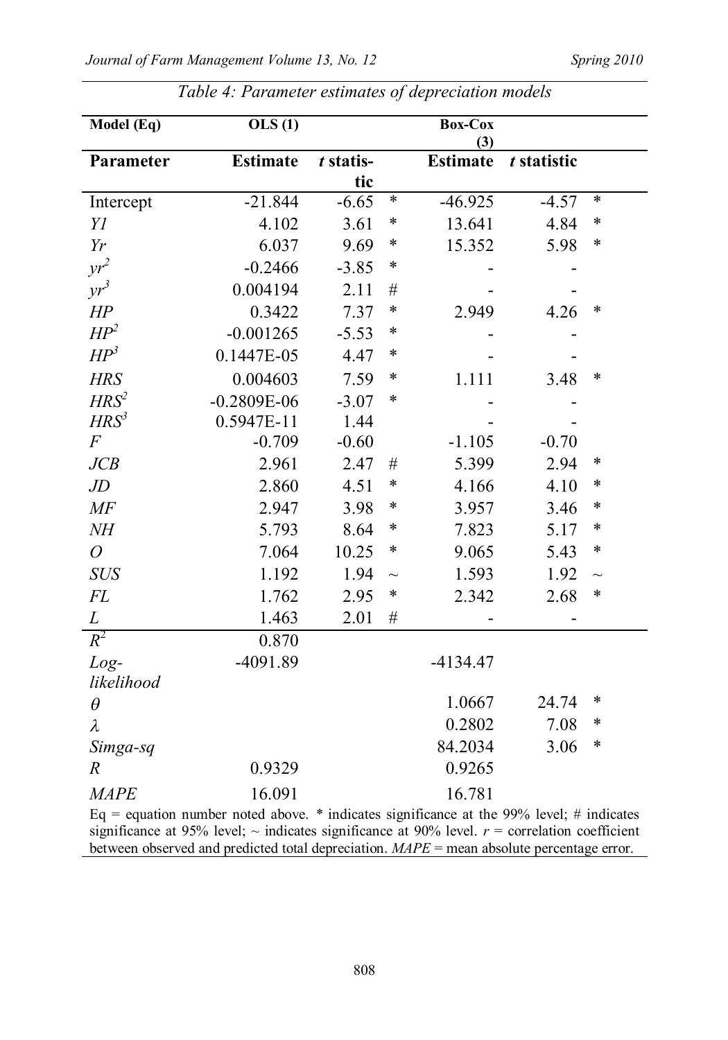*Table 4: Parameter estimates of depreciation models*

| Model (Eq) | OLS (1) | | | Box-Cox (3) | | |
|---|---|---|---|---|---|---|
| **Parameter** | **Estimate** | *t* **statistic** | | **Estimate** | *t* **statistic** | |
| Intercept | -21.844 | -6.65 | * | -46.925 | -4.57 | * |
| *Yl* | 4.102 | 3.61 | * | 13.641 | 4.84 | * |
| *Yr* | 6.037 | 9.69 | * | 15.352 | 5.98 | * |
| $yr^2$ | -0.2466 | -3.85 | * | - | - | |
| $yr^3$ | 0.004194 | 2.11 | # | - | - | |
| *HP* | 0.3422 | 7.37 | * | 2.949 | 4.26 | * |
| $HP^2$ | -0.001265 | -5.53 | * | - | - | |
| $HP^3$ | 0.1447E-05 | 4.47 | * | - | - | |
| *HRS* | 0.004603 | 7.59 | * | 1.111 | 3.48 | * |
| $HRS^2$ | -0.2809E-06 | -3.07 | * | - | - | |
| $HRS^3$ | 0.5947E-11 | 1.44 | | - | - | |
| *F* | -0.709 | -0.60 | | -1.105 | -0.70 | |
| *JCB* | 2.961 | 2.47 | # | 5.399 | 2.94 | * |
| *JD* | 2.860 | 4.51 | * | 4.166 | 4.10 | * |
| *MF* | 2.947 | 3.98 | * | 3.957 | 3.46 | * |
| *NH* | 5.793 | 8.64 | * | 7.823 | 5.17 | * |
| *O* | 7.064 | 10.25 | * | 9.065 | 5.43 | * |
| *SUS* | 1.192 | 1.94 | ~ | 1.593 | 1.92 | ~ |
| *FL* | 1.762 | 2.95 | * | 2.342 | 2.68 | * |
| *L* | 1.463 | 2.01 | # | - | - | |
| $R^2$ | 0.870 | | | | | |
| *Log-likelihood* | -4091.89 | | | -4134.47 | | |
| $\theta$ | | | | 1.0667 | 24.74 | * |
| $\lambda$ | | | | 0.2802 | 7.08 | * |
| *Simga-sq* | | | | 84.2034 | 3.06 | * |
| *R* | 0.9329 | | | 0.9265 | | |
| *MAPE* | 16.091 | | | 16.781 | | |

Eq = equation number noted above. * indicates significance at the 99% level; # indicates significance at 95% level; ~ indicates significance at 90% level. *r* = correlation coefficient between observed and predicted total depreciation. *MAPE* = mean absolute percentage error.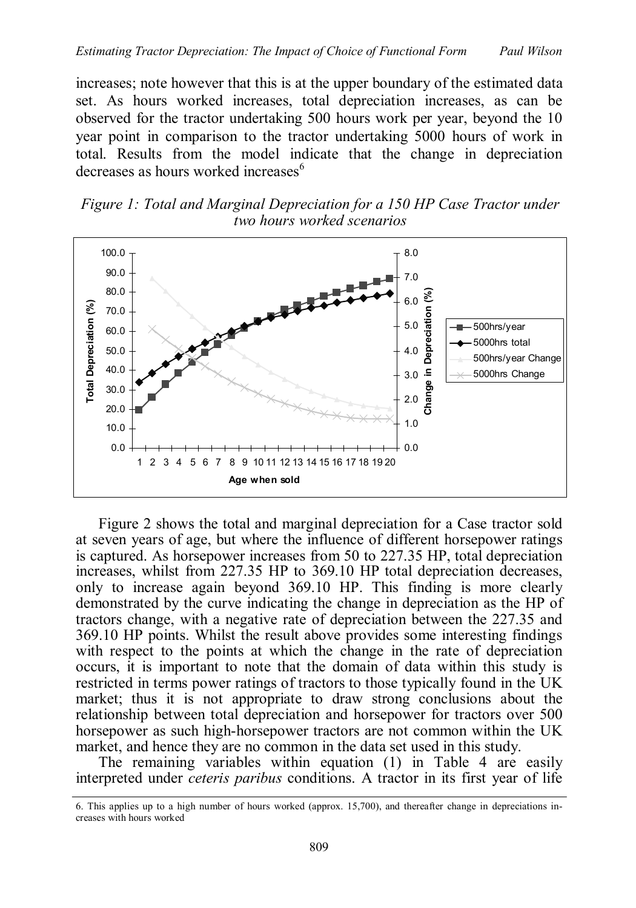increases; note however that this is at the upper boundary of the estimated data set. As hours worked increases, total depreciation increases, as can be observed for the tractor undertaking 500 hours work per year, beyond the 10 year point in comparison to the tractor undertaking 5000 hours of work in total. Results from the model indicate that the change in depreciation decreases as hours worked increases[6]

*Figure 1: Total and Marginal Depreciation for a 150 HP Case Tractor under two hours worked scenarios*

Figure 2 shows the total and marginal depreciation for a Case tractor sold at seven years of age, but where the influence of different horsepower ratings is captured. As horsepower increases from 50 to 227.35 HP, total depreciation increases, whilst from 227.35 HP to 369.10 HP total depreciation decreases, only to increase again beyond 369.10 HP. This finding is more clearly demonstrated by the curve indicating the change in depreciation as the HP of tractors change, with a negative rate of depreciation between the 227.35 and 369.10 HP points. Whilst the result above provides some interesting findings with respect to the points at which the change in the rate of depreciation occurs, it is important to note that the domain of data within this study is restricted in terms power ratings of tractors to those typically found in the UK market; thus it is not appropriate to draw strong conclusions about the relationship between total depreciation and horsepower for tractors over 500 horsepower as such high-horsepower tractors are not common within the UK market, and hence they are no common in the data set used in this study.

The remaining variables within equation (1) in Table 4 are easily interpreted under *ceteris paribus* conditions. A tractor in its first year of life

6. This applies up to a high number of hours worked (approx. 15,700), and thereafter change in depreciations increases with hours worked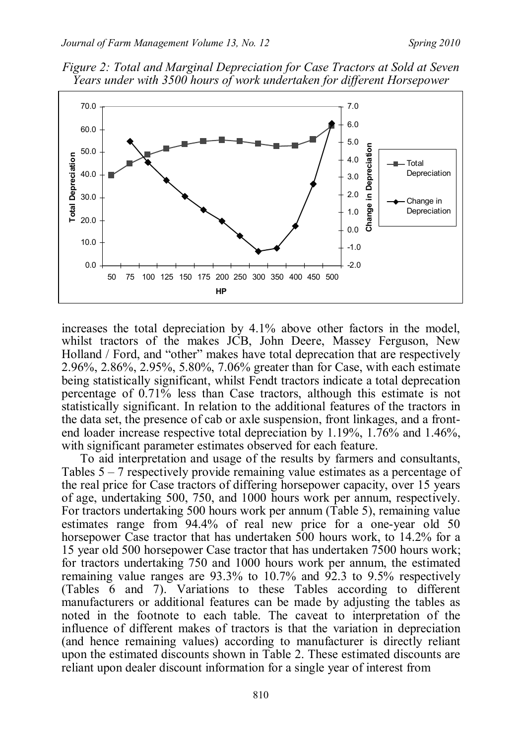*Figure 2: Total and Marginal Depreciation for Case Tractors at Sold at Seven Years under with 3500 hours of work undertaken for different Horsepower*

increases the total depreciation by 4.1% above other factors in the model, whilst tractors of the makes JCB, John Deere, Massey Ferguson, New Holland / Ford, and "other" makes have total deprecation that are respectively 2.96%, 2.86%, 2.95%, 5.80%, 7.06% greater than for Case, with each estimate being statistically significant, whilst Fendt tractors indicate a total deprecation percentage of 0.71% less than Case tractors, although this estimate is not statistically significant. In relation to the additional features of the tractors in the data set, the presence of cab or axle suspension, front linkages, and a front-end loader increase respective total depreciation by 1.19%, 1.76% and 1.46%, with significant parameter estimates observed for each feature.

To aid interpretation and usage of the results by farmers and consultants, Tables 5 – 7 respectively provide remaining value estimates as a percentage of the real price for Case tractors of differing horsepower capacity, over 15 years of age, undertaking 500, 750, and 1000 hours work per annum, respectively. For tractors undertaking 500 hours work per annum (Table 5), remaining value estimates range from 94.4% of real new price for a one-year old 50 horsepower Case tractor that has undertaken 500 hours work, to 14.2% for a 15 year old 500 horsepower Case tractor that has undertaken 7500 hours work; for tractors undertaking 750 and 1000 hours work per annum, the estimated remaining value ranges are 93.3% to 10.7% and 92.3 to 9.5% respectively (Tables 6 and 7). Variations to these Tables according to different manufacturers or additional features can be made by adjusting the tables as noted in the footnote to each table. The caveat to interpretation of the influence of different makes of tractors is that the variation in depreciation (and hence remaining values) according to manufacturer is directly reliant upon the estimated discounts shown in Table 2. These estimated discounts are reliant upon dealer discount information for a single year of interest from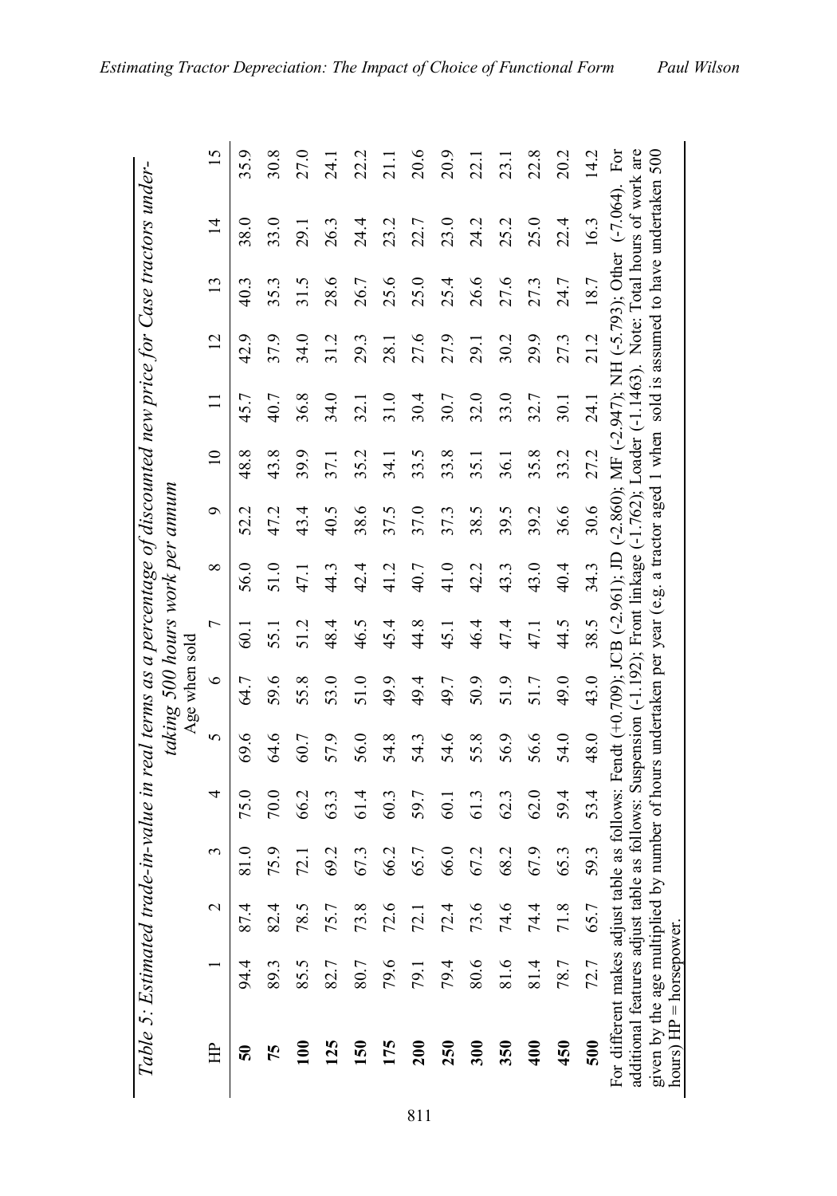*Table 5: Estimated trade-in-value in real terms as a percentage of discounted new price for Case tractors undertaking 500 hours work per annum*

| HP | Age when sold | | | | | | | | | | | | | | |
|---|---|---|---|---|---|---|---|---|---|---|---|---|---|---|---|
| | 1 | 2 | 3 | 4 | 5 | 6 | 7 | 8 | 9 | 10 | 11 | 12 | 13 | 14 | 15 |
| **50** | 94.4 | 87.4 | 81.0 | 75.0 | 69.6 | 64.7 | 60.1 | 56.0 | 52.2 | 48.8 | 45.7 | 42.9 | 40.3 | 38.0 | 35.9 |
| **75** | 89.3 | 82.4 | 75.9 | 70.0 | 64.6 | 59.6 | 55.1 | 51.0 | 47.2 | 43.8 | 40.7 | 37.9 | 35.3 | 33.0 | 30.8 |
| **100** | 85.5 | 78.5 | 72.1 | 66.2 | 60.7 | 55.8 | 51.2 | 47.1 | 43.4 | 39.9 | 36.8 | 34.0 | 31.5 | 29.1 | 27.0 |
| **125** | 82.7 | 75.7 | 69.2 | 63.3 | 57.9 | 53.0 | 48.4 | 44.3 | 40.5 | 37.1 | 34.0 | 31.2 | 28.6 | 26.3 | 24.1 |
| **150** | 80.7 | 73.8 | 67.3 | 61.4 | 56.0 | 51.0 | 46.5 | 42.4 | 38.6 | 35.2 | 32.1 | 29.3 | 26.7 | 24.4 | 22.2 |
| **175** | 79.6 | 72.6 | 66.2 | 60.3 | 54.8 | 49.9 | 45.4 | 41.2 | 37.5 | 34.1 | 31.0 | 28.1 | 25.6 | 23.2 | 21.1 |
| **200** | 79.1 | 72.1 | 65.7 | 59.7 | 54.3 | 49.4 | 44.8 | 40.7 | 37.0 | 33.5 | 30.4 | 27.6 | 25.0 | 22.7 | 20.6 |
| **250** | 79.4 | 72.4 | 66.0 | 60.1 | 54.6 | 49.7 | 45.1 | 41.0 | 37.3 | 33.8 | 30.7 | 27.9 | 25.4 | 23.0 | 20.9 |
| **300** | 80.6 | 73.6 | 67.2 | 61.3 | 55.8 | 50.9 | 46.4 | 42.2 | 38.5 | 35.1 | 32.0 | 29.1 | 26.6 | 24.2 | 22.1 |
| **350** | 81.6 | 74.6 | 68.2 | 62.3 | 56.9 | 51.9 | 47.4 | 43.3 | 39.5 | 36.1 | 33.0 | 30.2 | 27.6 | 25.2 | 23.1 |
| **400** | 81.4 | 74.4 | 67.9 | 62.0 | 56.6 | 51.7 | 47.1 | 43.0 | 39.2 | 35.8 | 32.7 | 29.9 | 27.3 | 25.0 | 22.8 |
| **450** | 78.7 | 71.8 | 65.3 | 59.4 | 54.0 | 49.0 | 44.5 | 40.4 | 36.6 | 33.2 | 30.1 | 27.3 | 24.7 | 22.4 | 20.2 |
| **500** | 72.7 | 65.7 | 59.3 | 53.4 | 48.0 | 43.0 | 38.5 | 34.3 | 30.6 | 27.2 | 24.1 | 21.2 | 18.7 | 16.3 | 14.2 |

For different makes adjust table as follows: Fendt (+0.709); JCB (-2.961); JD (-2.860); MF (-2.947); NH (-5.793); Other (-7.064). For additional features adjust table as follows: Suspension (-1.192); Front linkage (-1.762); Loader (-1.1463). Note: Total hours of work are given by the age multiplied by number of hours undertaken per year (e.g. a tractor aged 1 when sold is assumed to have undertaken 500 hours) HP = horsepower.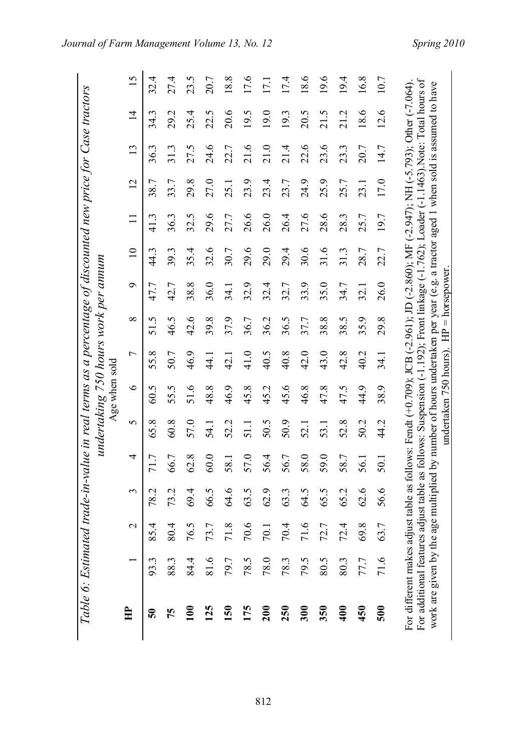*Table 6: Estimated trade-in-value in real terms as a percentage of discounted new price for Case tractors undertaking 750 hours work per annum*

| HP | Age when sold | | | | | | | | | | | | | | |
|---|---|---|---|---|---|---|---|---|---|---|---|---|---|---|---|
| | 1 | 2 | 3 | 4 | 5 | 6 | 7 | 8 | 9 | 10 | 11 | 12 | 13 | 14 | 15 |
| **50** | 93.3 | 85.4 | 78.2 | 71.7 | 65.8 | 60.5 | 55.8 | 51.5 | 47.7 | 44.3 | 41.3 | 38.7 | 36.3 | 34.3 | 32.4 |
| **75** | 88.3 | 80.4 | 73.2 | 66.7 | 60.8 | 55.5 | 50.7 | 46.5 | 42.7 | 39.3 | 36.3 | 33.7 | 31.3 | 29.2 | 27.4 |
| **100** | 84.4 | 76.5 | 69.4 | 62.8 | 57.0 | 51.6 | 46.9 | 42.6 | 38.8 | 35.4 | 32.5 | 29.8 | 27.5 | 25.4 | 23.5 |
| **125** | 81.6 | 73.7 | 66.5 | 60.0 | 54.1 | 48.8 | 44.1 | 39.8 | 36.0 | 32.6 | 29.6 | 27.0 | 24.6 | 22.5 | 20.7 |
| **150** | 79.7 | 71.8 | 64.6 | 58.1 | 52.2 | 46.9 | 42.1 | 37.9 | 34.1 | 30.7 | 27.7 | 25.1 | 22.7 | 20.6 | 18.8 |
| **175** | 78.5 | 70.6 | 63.5 | 57.0 | 51.1 | 45.8 | 41.0 | 36.7 | 32.9 | 29.6 | 26.6 | 23.9 | 21.6 | 19.5 | 17.6 |
| **200** | 78.0 | 70.1 | 62.9 | 56.4 | 50.5 | 45.2 | 40.5 | 36.2 | 32.4 | 29.0 | 26.0 | 23.4 | 21.0 | 19.0 | 17.1 |
| **250** | 78.3 | 70.4 | 63.3 | 56.7 | 50.9 | 45.6 | 40.8 | 36.5 | 32.7 | 29.4 | 26.4 | 23.7 | 21.4 | 19.3 | 17.4 |
| **300** | 79.5 | 71.6 | 64.5 | 58.0 | 52.1 | 46.8 | 42.0 | 37.7 | 33.9 | 30.6 | 27.6 | 24.9 | 22.6 | 20.5 | 18.6 |
| **350** | 80.5 | 72.7 | 65.5 | 59.0 | 53.1 | 47.8 | 43.0 | 38.8 | 35.0 | 31.6 | 28.6 | 25.9 | 23.6 | 21.5 | 19.6 |
| **400** | 80.3 | 72.4 | 65.2 | 58.7 | 52.8 | 47.5 | 42.8 | 38.5 | 34.7 | 31.3 | 28.3 | 25.7 | 23.3 | 21.2 | 19.4 |
| **450** | 77.7 | 69.8 | 62.6 | 56.1 | 50.2 | 44.9 | 40.2 | 35.9 | 32.1 | 28.7 | 25.7 | 23.1 | 20.7 | 18.6 | 16.8 |
| **500** | 71.6 | 63.7 | 56.6 | 50.1 | 44.2 | 38.9 | 34.1 | 29.8 | 26.0 | 22.7 | 19.7 | 17.0 | 14.7 | 12.6 | 10.7 |

For different makes adjust table as follows: Fendt (+0.709); JCB (-2.961); JD (-2.860); MF (-2.947); NH (-5.793); Other (-7.064). For additional features adjust table as follows: Suspension (-1.192); Front linkage (-1.762); Loader (-1.1463).Note: Total hours of work are given by the age multiplied by number of hours undertaken per year (e.g. a tractor aged 1 when sold is assumed to have undertaken 750 hours). HP = horsepower.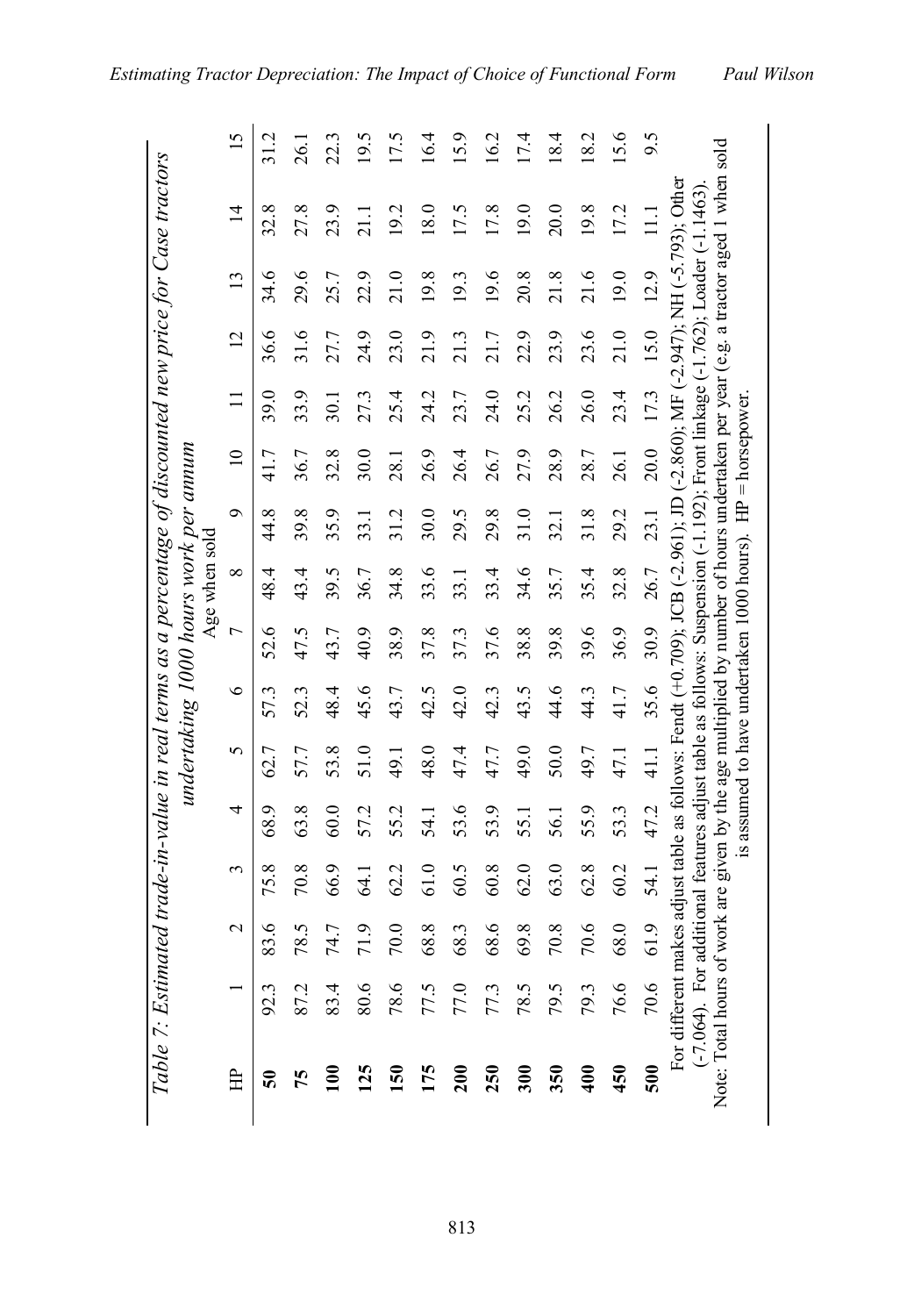*Table 7: Estimated trade-in-value in real terms as a percentage of discounted new price for Case tractors undertaking 1000 hours work per annum*

| HP | Age when sold | | | | | | | | | | | | | | |
|---|---|---|---|---|---|---|---|---|---|---|---|---|---|---|---|
| | 1 | 2 | 3 | 4 | 5 | 6 | 7 | 8 | 9 | 10 | 11 | 12 | 13 | 14 | 15 |
| **50** | 92.3 | 83.6 | 75.8 | 68.9 | 62.7 | 57.3 | 52.6 | 48.4 | 44.8 | 41.7 | 39.0 | 36.6 | 34.6 | 32.8 | 31.2 |
| **75** | 87.2 | 78.5 | 70.8 | 63.8 | 57.7 | 52.3 | 47.5 | 43.4 | 39.8 | 36.7 | 33.9 | 31.6 | 29.6 | 27.8 | 26.1 |
| **100** | 83.4 | 74.7 | 66.9 | 60.0 | 53.8 | 48.4 | 43.7 | 39.5 | 35.9 | 32.8 | 30.1 | 27.7 | 25.7 | 23.9 | 22.3 |
| **125** | 80.6 | 71.9 | 64.1 | 57.2 | 51.0 | 45.6 | 40.9 | 36.7 | 33.1 | 30.0 | 27.3 | 24.9 | 22.9 | 21.1 | 19.5 |
| **150** | 78.6 | 70.0 | 62.2 | 55.2 | 49.1 | 43.7 | 38.9 | 34.8 | 31.2 | 28.1 | 25.4 | 23.0 | 21.0 | 19.2 | 17.5 |
| **175** | 77.5 | 68.8 | 61.0 | 54.1 | 48.0 | 42.5 | 37.8 | 33.6 | 30.0 | 26.9 | 24.2 | 21.9 | 19.8 | 18.0 | 16.4 |
| **200** | 77.0 | 68.3 | 60.5 | 53.6 | 47.4 | 42.0 | 37.3 | 33.1 | 29.5 | 26.4 | 23.7 | 21.3 | 19.3 | 17.5 | 15.9 |
| **250** | 77.3 | 68.6 | 60.8 | 53.9 | 47.7 | 42.3 | 37.6 | 33.4 | 29.8 | 26.7 | 24.0 | 21.7 | 19.6 | 17.8 | 16.2 |
| **300** | 78.5 | 69.8 | 62.0 | 55.1 | 49.0 | 43.5 | 38.8 | 34.6 | 31.0 | 27.9 | 25.2 | 22.9 | 20.8 | 19.0 | 17.4 |
| **350** | 79.5 | 70.8 | 63.0 | 56.1 | 50.0 | 44.6 | 39.8 | 35.7 | 32.1 | 28.9 | 26.2 | 23.9 | 21.8 | 20.0 | 18.4 |
| **400** | 79.3 | 70.6 | 62.8 | 55.9 | 49.7 | 44.3 | 39.6 | 35.4 | 31.8 | 28.7 | 26.0 | 23.6 | 21.6 | 19.8 | 18.2 |
| **450** | 76.6 | 68.0 | 60.2 | 53.3 | 47.1 | 41.7 | 36.9 | 32.8 | 29.2 | 26.1 | 23.4 | 21.0 | 19.0 | 17.2 | 15.6 |
| **500** | 70.6 | 61.9 | 54.1 | 47.2 | 41.1 | 35.6 | 30.9 | 26.7 | 23.1 | 20.0 | 17.3 | 15.0 | 12.9 | 11.1 | 9.5 |

For different makes adjust table as follows: Fendt (+0.709); JCB (-2.961); JD (-2.860); MF (-2.947); NH (-5.793); Other (-7.064). For additional features adjust table as follows: Suspension (-1.192); Front linkage (-1.762); Loader (-1.1463). Note: Total hours of work are given by the age multiplied by number of hours undertaken per year (e.g. a tractor aged 1 when sold is assumed to have undertaken 1000 hours). HP = horsepower.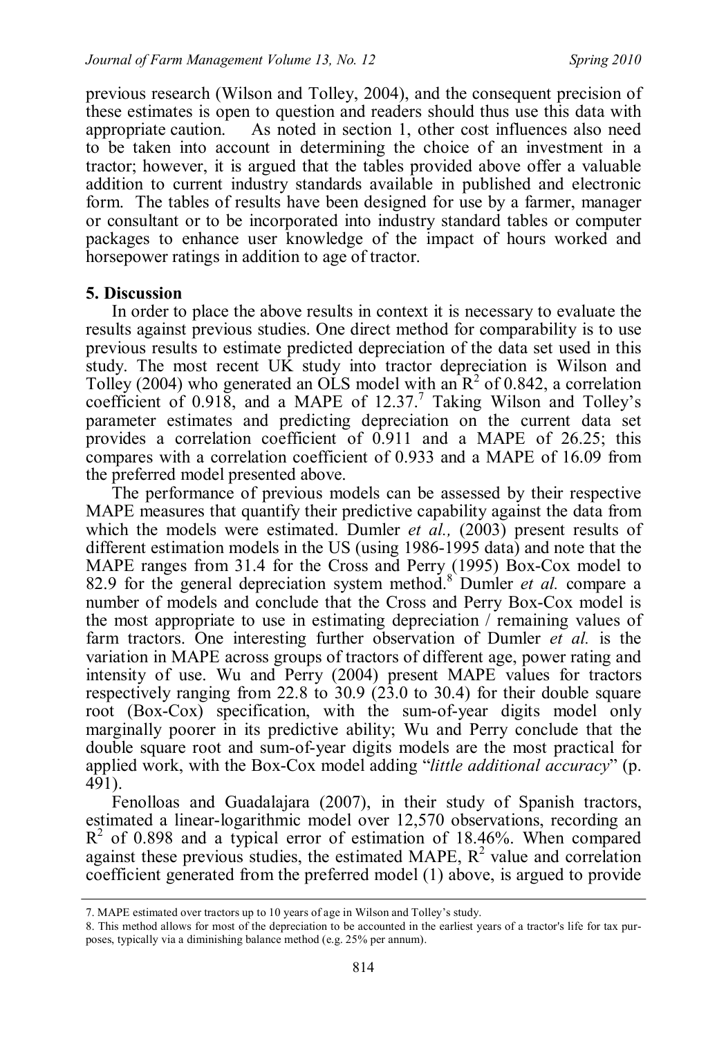previous research (Wilson and Tolley, 2004), and the consequent precision of these estimates is open to question and readers should thus use this data with appropriate caution. As noted in section 1, other cost influences also need to be taken into account in determining the choice of an investment in a tractor; however, it is argued that the tables provided above offer a valuable addition to current industry standards available in published and electronic form. The tables of results have been designed for use by a farmer, manager or consultant or to be incorporated into industry standard tables or computer packages to enhance user knowledge of the impact of hours worked and horsepower ratings in addition to age of tractor.

## 5. Discussion

In order to place the above results in context it is necessary to evaluate the results against previous studies. One direct method for comparability is to use previous results to estimate predicted depreciation of the data set used in this study. The most recent UK study into tractor depreciation is Wilson and Tolley (2004) who generated an OLS model with an $R^2$ of 0.842, a correlation coefficient of 0.918, and a MAPE of 12.37.[7] Taking Wilson and Tolley's parameter estimates and predicting depreciation on the current data set provides a correlation coefficient of 0.911 and a MAPE of 26.25; this compares with a correlation coefficient of 0.933 and a MAPE of 16.09 from the preferred model presented above.

The performance of previous models can be assessed by their respective MAPE measures that quantify their predictive capability against the data from which the models were estimated. Dumler *et al.,* (2003) present results of different estimation models in the US (using 1986-1995 data) and note that the MAPE ranges from 31.4 for the Cross and Perry (1995) Box-Cox model to 82.9 for the general depreciation system method.[8] Dumler *et al.* compare a number of models and conclude that the Cross and Perry Box-Cox model is the most appropriate to use in estimating depreciation / remaining values of farm tractors. One interesting further observation of Dumler *et al.* is the variation in MAPE across groups of tractors of different age, power rating and intensity of use. Wu and Perry (2004) present MAPE values for tractors respectively ranging from 22.8 to 30.9 (23.0 to 30.4) for their double square root (Box-Cox) specification, with the sum-of-year digits model only marginally poorer in its predictive ability; Wu and Perry conclude that the double square root and sum-of-year digits models are the most practical for applied work, with the Box-Cox model adding "*little additional accuracy*" (p. 491).

Fenolloas and Guadalajara (2007), in their study of Spanish tractors, estimated a linear-logarithmic model over 12,570 observations, recording an $R^2$ of 0.898 and a typical error of estimation of 18.46%. When compared against these previous studies, the estimated MAPE, $R^2$ value and correlation coefficient generated from the preferred model (1) above, is argued to provide

7. MAPE estimated over tractors up to 10 years of age in Wilson and Tolley's study.

8. This method allows for most of the depreciation to be accounted in the earliest years of a tractor's life for tax purposes, typically via a diminishing balance method (e.g. 25% per annum).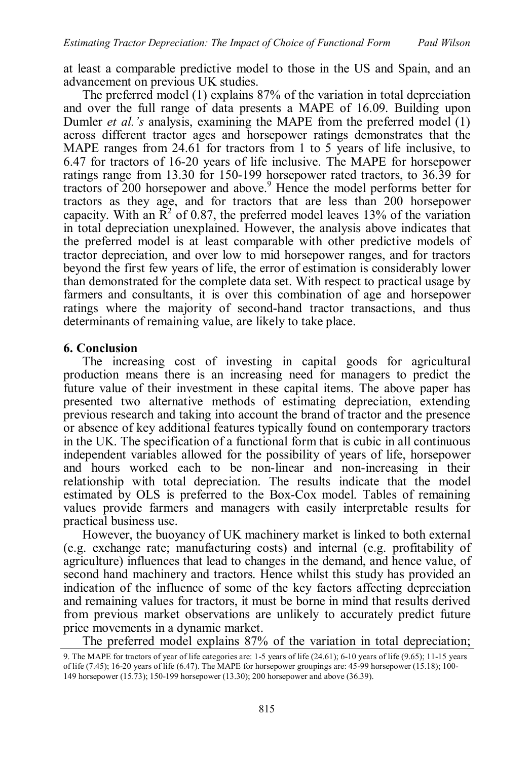at least a comparable predictive model to those in the US and Spain, and an advancement on previous UK studies.

The preferred model (1) explains 87% of the variation in total depreciation and over the full range of data presents a MAPE of 16.09. Building upon Dumler *et al.'s* analysis, examining the MAPE from the preferred model (1) across different tractor ages and horsepower ratings demonstrates that the MAPE ranges from 24.61 for tractors from 1 to 5 years of life inclusive, to 6.47 for tractors of 16-20 years of life inclusive. The MAPE for horsepower ratings range from 13.30 for 150-199 horsepower rated tractors, to 36.39 for tractors of 200 horsepower and above.[9] Hence the model performs better for tractors as they age, and for tractors that are less than 200 horsepower capacity. With an $R^2$ of 0.87, the preferred model leaves 13% of the variation in total depreciation unexplained. However, the analysis above indicates that the preferred model is at least comparable with other predictive models of tractor depreciation, and over low to mid horsepower ranges, and for tractors beyond the first few years of life, the error of estimation is considerably lower than demonstrated for the complete data set. With respect to practical usage by farmers and consultants, it is over this combination of age and horsepower ratings where the majority of second-hand tractor transactions, and thus determinants of remaining value, are likely to take place.

## 6. Conclusion

The increasing cost of investing in capital goods for agricultural production means there is an increasing need for managers to predict the future value of their investment in these capital items. The above paper has presented two alternative methods of estimating depreciation, extending previous research and taking into account the brand of tractor and the presence or absence of key additional features typically found on contemporary tractors in the UK. The specification of a functional form that is cubic in all continuous independent variables allowed for the possibility of years of life, horsepower and hours worked each to be non-linear and non-increasing in their relationship with total depreciation. The results indicate that the model estimated by OLS is preferred to the Box-Cox model. Tables of remaining values provide farmers and managers with easily interpretable results for practical business use.

However, the buoyancy of UK machinery market is linked to both external (e.g. exchange rate; manufacturing costs) and internal (e.g. profitability of agriculture) influences that lead to changes in the demand, and hence value, of second hand machinery and tractors. Hence whilst this study has provided an indication of the influence of some of the key factors affecting depreciation and remaining values for tractors, it must be borne in mind that results derived from previous market observations are unlikely to accurately predict future price movements in a dynamic market.

The preferred model explains 87% of the variation in total depreciation;

9. The MAPE for tractors of year of life categories are: 1-5 years of life (24.61); 6-10 years of life (9.65); 11-15 years of life (7.45); 16-20 years of life (6.47). The MAPE for horsepower groupings are: 45-99 horsepower (15.18); 100-149 horsepower (15.73); 150-199 horsepower (13.30); 200 horsepower and above (36.39).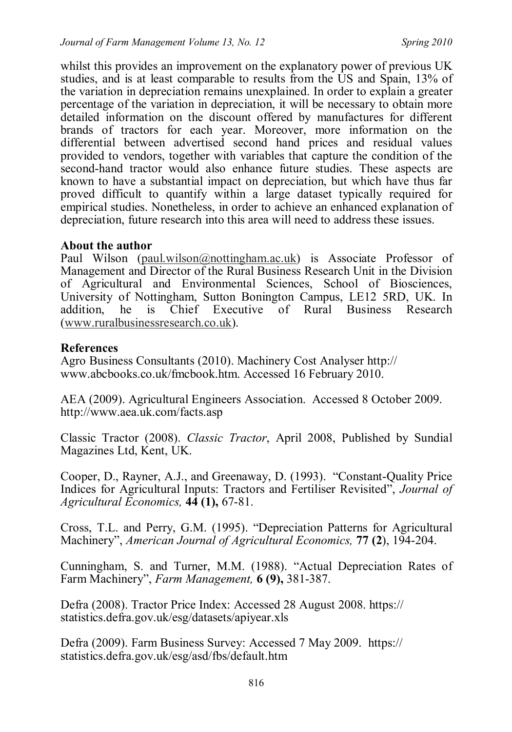whilst this provides an improvement on the explanatory power of previous UK studies, and is at least comparable to results from the US and Spain, 13% of the variation in depreciation remains unexplained. In order to explain a greater percentage of the variation in depreciation, it will be necessary to obtain more detailed information on the discount offered by manufactures for different brands of tractors for each year. Moreover, more information on the differential between advertised second hand prices and residual values provided to vendors, together with variables that capture the condition of the second-hand tractor would also enhance future studies. These aspects are known to have a substantial impact on depreciation, but which have thus far proved difficult to quantify within a large dataset typically required for empirical studies. Nonetheless, in order to achieve an enhanced explanation of depreciation, future research into this area will need to address these issues.

## About the author

Paul Wilson (paul.wilson@nottingham.ac.uk) is Associate Professor of Management and Director of the Rural Business Research Unit in the Division of Agricultural and Environmental Sciences, School of Biosciences, University of Nottingham, Sutton Bonington Campus, LE12 5RD, UK. In addition, he is Chief Executive of Rural Business Research (www.ruralbusinessresearch.co.uk).

## References

Agro Business Consultants (2010). Machinery Cost Analyser http:// www.abcbooks.co.uk/fmcbook.htm. Accessed 16 February 2010.

AEA (2009). Agricultural Engineers Association. Accessed 8 October 2009. http://www.aea.uk.com/facts.asp

Classic Tractor (2008). *Classic Tractor*, April 2008, Published by Sundial Magazines Ltd, Kent, UK.

Cooper, D., Rayner, A.J., and Greenaway, D. (1993). "Constant-Quality Price Indices for Agricultural Inputs: Tractors and Fertiliser Revisited", *Journal of Agricultural Economics,* **44 (1),** 67-81.

Cross, T.L. and Perry, G.M. (1995). "Depreciation Patterns for Agricultural Machinery", *American Journal of Agricultural Economics,* **77 (2**), 194-204.

Cunningham, S. and Turner, M.M. (1988). "Actual Depreciation Rates of Farm Machinery", *Farm Management,* **6 (9),** 381-387.

Defra (2008). Tractor Price Index: Accessed 28 August 2008. https:// statistics.defra.gov.uk/esg/datasets/apiyear.xls

Defra (2009). Farm Business Survey: Accessed 7 May 2009. https:// statistics.defra.gov.uk/esg/asd/fbs/default.htm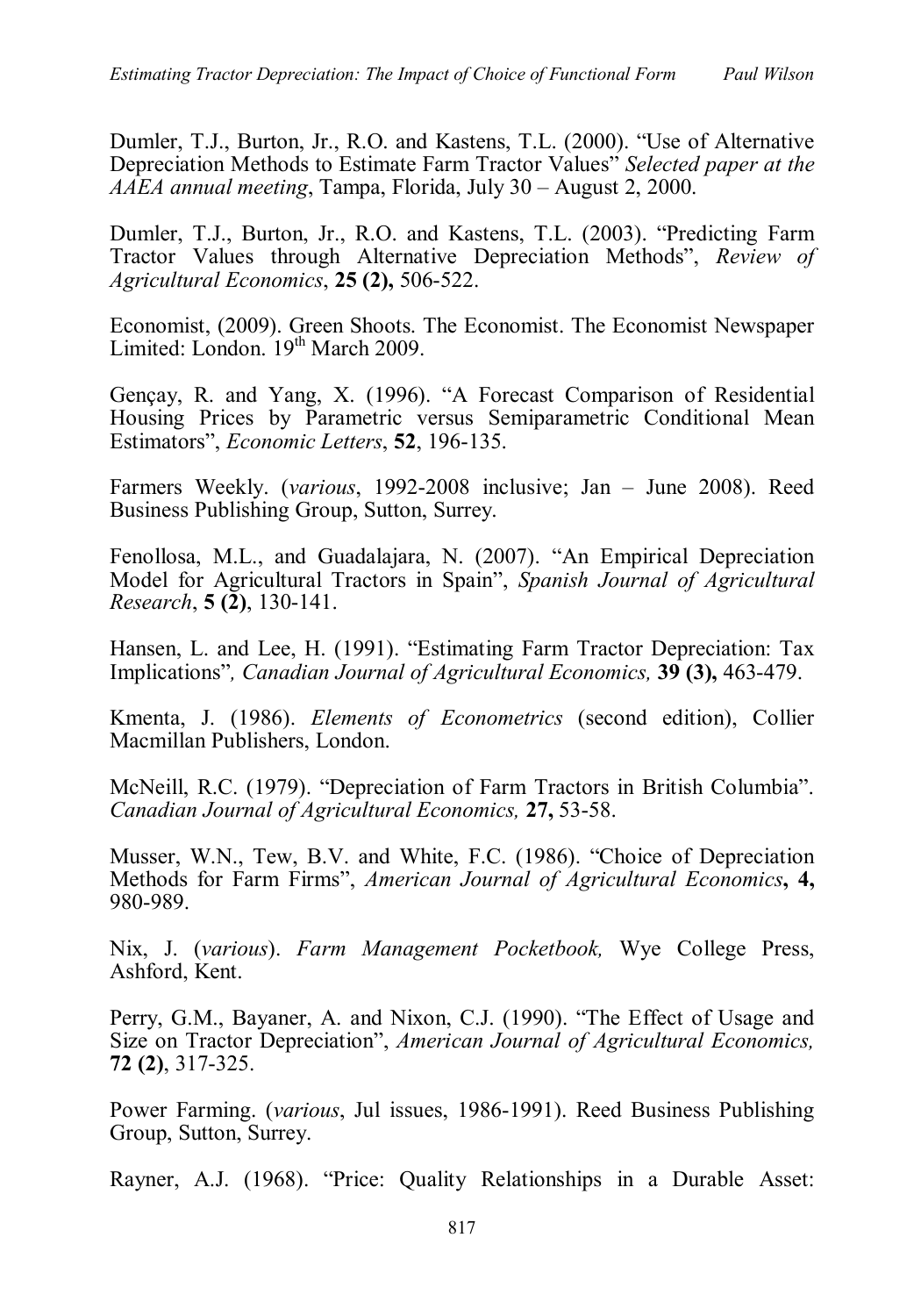Dumler, T.J., Burton, Jr., R.O. and Kastens, T.L. (2000). "Use of Alternative Depreciation Methods to Estimate Farm Tractor Values" *Selected paper at the AAEA annual meeting*, Tampa, Florida, July 30 – August 2, 2000.

Dumler, T.J., Burton, Jr., R.O. and Kastens, T.L. (2003). "Predicting Farm Tractor Values through Alternative Depreciation Methods", *Review of Agricultural Economics*, **25 (2),** 506-522.

Economist, (2009). Green Shoots. The Economist. The Economist Newspaper Limited: London. 19th March 2009.

Gençay, R. and Yang, X. (1996). "A Forecast Comparison of Residential Housing Prices by Parametric versus Semiparametric Conditional Mean Estimators", *Economic Letters*, **52**, 196-135.

Farmers Weekly. (*various*, 1992-2008 inclusive; Jan – June 2008). Reed Business Publishing Group, Sutton, Surrey.

Fenollosa, M.L., and Guadalajara, N. (2007). "An Empirical Depreciation Model for Agricultural Tractors in Spain", *Spanish Journal of Agricultural Research*, **5 (2)**, 130-141.

Hansen, L. and Lee, H. (1991). "Estimating Farm Tractor Depreciation: Tax Implications"*, Canadian Journal of Agricultural Economics,* **39 (3),** 463-479.

Kmenta, J. (1986). *Elements of Econometrics* (second edition), Collier Macmillan Publishers, London.

McNeill, R.C. (1979). "Depreciation of Farm Tractors in British Columbia". *Canadian Journal of Agricultural Economics,* **27,** 53-58.

Musser, W.N., Tew, B.V. and White, F.C. (1986). "Choice of Depreciation Methods for Farm Firms", *American Journal of Agricultural Economics***, 4,** 980-989.

Nix, J. (*various*). *Farm Management Pocketbook,* Wye College Press, Ashford, Kent.

Perry, G.M., Bayaner, A. and Nixon, C.J. (1990). "The Effect of Usage and Size on Tractor Depreciation", *American Journal of Agricultural Economics,* **72 (2)**, 317-325.

Power Farming. (*various*, Jul issues, 1986-1991). Reed Business Publishing Group, Sutton, Surrey.

Rayner, A.J. (1968). "Price: Quality Relationships in a Durable Asset: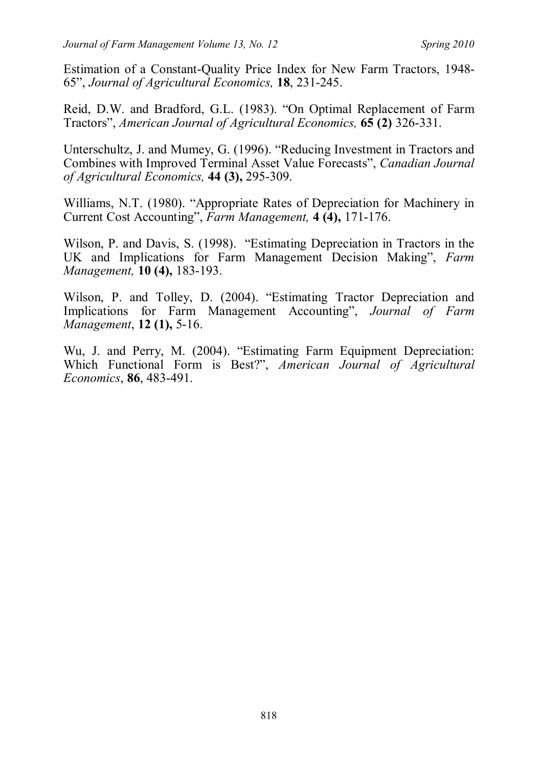Estimation of a Constant-Quality Price Index for New Farm Tractors, 1948-65", *Journal of Agricultural Economics,* **18**, 231-245.

Reid, D.W. and Bradford, G.L. (1983). "On Optimal Replacement of Farm Tractors", *American Journal of Agricultural Economics,* **65 (2)** 326-331.

Unterschultz, J. and Mumey, G. (1996). "Reducing Investment in Tractors and Combines with Improved Terminal Asset Value Forecasts", *Canadian Journal of Agricultural Economics,* **44 (3),** 295-309.

Williams, N.T. (1980). "Appropriate Rates of Depreciation for Machinery in Current Cost Accounting", *Farm Management,* **4 (4),** 171-176.

Wilson, P. and Davis, S. (1998). "Estimating Depreciation in Tractors in the UK and Implications for Farm Management Decision Making", *Farm Management,* **10 (4),** 183-193.

Wilson, P. and Tolley, D. (2004). "Estimating Tractor Depreciation and Implications for Farm Management Accounting", *Journal of Farm Management*, **12 (1),** 5-16.

Wu, J. and Perry, M. (2004). "Estimating Farm Equipment Depreciation: Which Functional Form is Best?", *American Journal of Agricultural Economics*, **86**, 483-491.